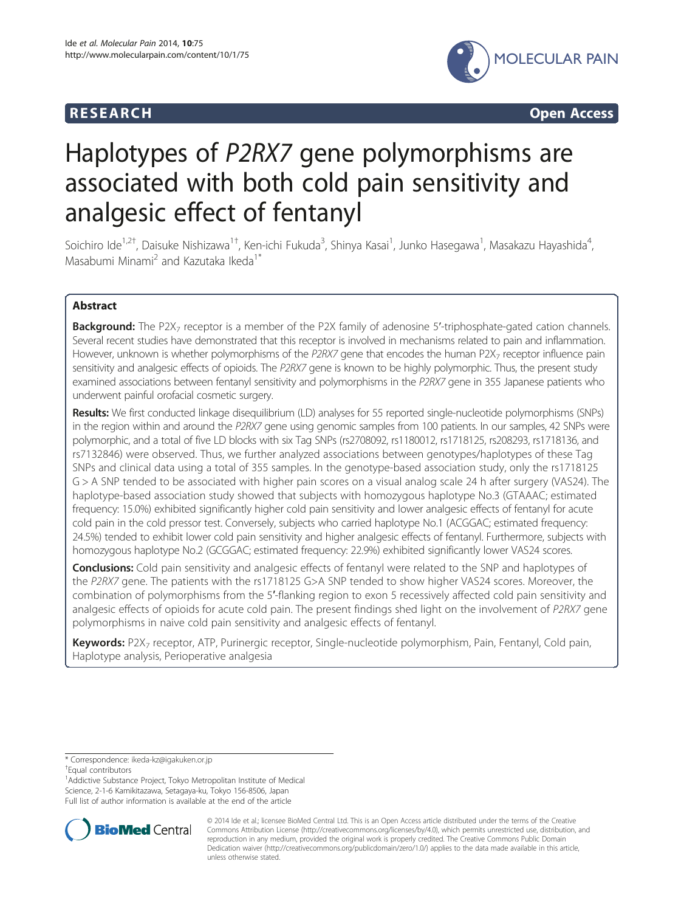RESEARCH Open Access

# Haplotypes of *P2RX7* gene polymorphisms are associated with both cold pain sensitivity and analgesic effect of fentanyl

Soichiro Ide[1,2†], Daisuke Nishizawa[1†], Ken-ichi Fukuda[3], Shinya Kasai[1], Junko Hasegawa[1], Masakazu Hayashida[4], Masabumi Minami[2] and Kazutaka Ikeda[1*]

## Abstract

**Background:** The $P2X_7$ receptor is a member of the P2X family of adenosine 5′-triphosphate-gated cation channels. Several recent studies have demonstrated that this receptor is involved in mechanisms related to pain and inflammation. However, unknown is whether polymorphisms of the *P2RX7* gene that encodes the human $P2X_7$ receptor influence pain sensitivity and analgesic effects of opioids. The *P2RX7* gene is known to be highly polymorphic. Thus, the present study examined associations between fentanyl sensitivity and polymorphisms in the *P2RX7* gene in 355 Japanese patients who underwent painful orofacial cosmetic surgery.

**Results:** We first conducted linkage disequilibrium (LD) analyses for 55 reported single-nucleotide polymorphisms (SNPs) in the region within and around the *P2RX7* gene using genomic samples from 100 patients. In our samples, 42 SNPs were polymorphic, and a total of five LD blocks with six Tag SNPs (rs2708092, rs1180012, rs1718125, rs208293, rs1718136, and rs7132846) were observed. Thus, we further analyzed associations between genotypes/haplotypes of these Tag SNPs and clinical data using a total of 355 samples. In the genotype-based association study, only the rs1718125 G > A SNP tended to be associated with higher pain scores on a visual analog scale 24 h after surgery (VAS24). The haplotype-based association study showed that subjects with homozygous haplotype No.3 (GTAAAC; estimated frequency: 15.0%) exhibited significantly higher cold pain sensitivity and lower analgesic effects of fentanyl for acute cold pain in the cold pressor test. Conversely, subjects who carried haplotype No.1 (ACGGAC; estimated frequency: 24.5%) tended to exhibit lower cold pain sensitivity and higher analgesic effects of fentanyl. Furthermore, subjects with homozygous haplotype No.2 (GCGGAC; estimated frequency: 22.9%) exhibited significantly lower VAS24 scores.

**Conclusions:** Cold pain sensitivity and analgesic effects of fentanyl were related to the SNP and haplotypes of the *P2RX7* gene. The patients with the rs1718125 G>A SNP tended to show higher VAS24 scores. Moreover, the combination of polymorphisms from the 5′-flanking region to exon 5 recessively affected cold pain sensitivity and analgesic effects of opioids for acute cold pain. The present findings shed light on the involvement of *P2RX7* gene polymorphisms in naive cold pain sensitivity and analgesic effects of fentanyl.

**Keywords:** $P2X_7$ receptor, ATP, Purinergic receptor, Single-nucleotide polymorphism, Pain, Fentanyl, Cold pain, Haplotype analysis, Perioperative analgesia

* Correspondence: ikeda-kz@igakuken.or.jp
† Equal contributors
[1] Addictive Substance Project, Tokyo Metropolitan Institute of Medical Science, 2-1-6 Kamikitazawa, Setagaya-ku, Tokyo 156-8506, Japan
Full list of author information is available at the end of the article

© 2014 Ide et al.; licensee BioMed Central Ltd. This is an Open Access article distributed under the terms of the Creative Commons Attribution License (http://creativecommons.org/licenses/by/4.0), which permits unrestricted use, distribution, and reproduction in any medium, provided the original work is properly credited. The Creative Commons Public Domain Dedication waiver (http://creativecommons.org/publicdomain/zero/1.0/) applies to the data made available in this article, unless otherwise stated.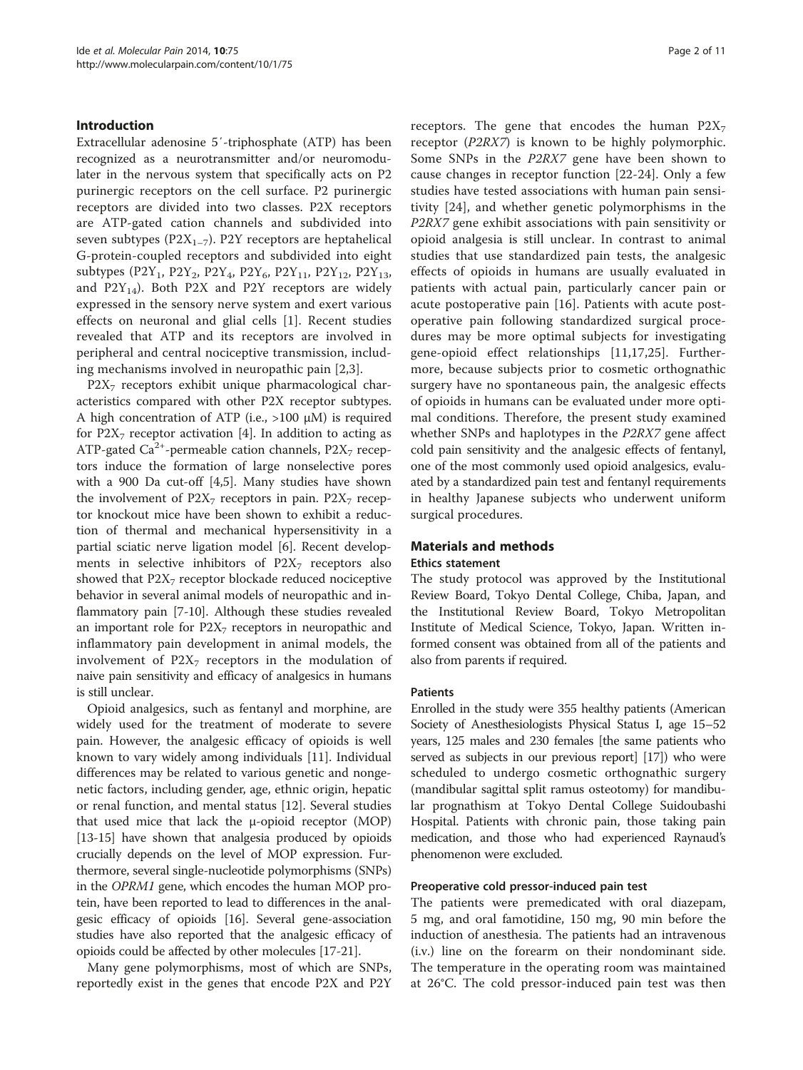## Introduction

Extracellular adenosine 5′-triphosphate (ATP) has been recognized as a neurotransmitter and/or neuromodulater in the nervous system that specifically acts on P2 purinergic receptors on the cell surface. P2 purinergic receptors are divided into two classes. P2X receptors are ATP-gated cation channels and subdivided into seven subtypes ($P2X_{1-7}$). P2Y receptors are heptahelical G-protein-coupled receptors and subdivided into eight subtypes ($P2Y_1$, $P2Y_2$, $P2Y_4$, $P2Y_6$, $P2Y_{11}$, $P2Y_{12}$, $P2Y_{13}$, and $P2Y_{14}$). Both P2X and P2Y receptors are widely expressed in the sensory nerve system and exert various effects on neuronal and glial cells [1]. Recent studies revealed that ATP and its receptors are involved in peripheral and central nociceptive transmission, including mechanisms involved in neuropathic pain [2,3].

$P2X_7$ receptors exhibit unique pharmacological characteristics compared with other P2X receptor subtypes. A high concentration of ATP (i.e., >100 μM) is required for $P2X_7$ receptor activation [4]. In addition to acting as ATP-gated $Ca^{2+}$-permeable cation channels, $P2X_7$ receptors induce the formation of large nonselective pores with a 900 Da cut-off [4,5]. Many studies have shown the involvement of $P2X_7$ receptors in pain. $P2X_7$ receptor knockout mice have been shown to exhibit a reduction of thermal and mechanical hypersensitivity in a partial sciatic nerve ligation model [6]. Recent developments in selective inhibitors of $P2X_7$ receptors also showed that $P2X_7$ receptor blockade reduced nociceptive behavior in several animal models of neuropathic and inflammatory pain [7-10]. Although these studies revealed an important role for $P2X_7$ receptors in neuropathic and inflammatory pain development in animal models, the involvement of $P2X_7$ receptors in the modulation of naive pain sensitivity and efficacy of analgesics in humans is still unclear.

Opioid analgesics, such as fentanyl and morphine, are widely used for the treatment of moderate to severe pain. However, the analgesic efficacy of opioids is well known to vary widely among individuals [11]. Individual differences may be related to various genetic and nongenetic factors, including gender, age, ethnic origin, hepatic or renal function, and mental status [12]. Several studies that used mice that lack the μ-opioid receptor (MOP) [13-15] have shown that analgesia produced by opioids crucially depends on the level of MOP expression. Furthermore, several single-nucleotide polymorphisms (SNPs) in the *OPRM1* gene, which encodes the human MOP protein, have been reported to lead to differences in the analgesic efficacy of opioids [16]. Several gene-association studies have also reported that the analgesic efficacy of opioids could be affected by other molecules [17-21].

Many gene polymorphisms, most of which are SNPs, reportedly exist in the genes that encode P2X and P2Y receptors. The gene that encodes the human $P2X_7$ receptor (*P2RX7*) is known to be highly polymorphic. Some SNPs in the *P2RX7* gene have been shown to cause changes in receptor function [22-24]. Only a few studies have tested associations with human pain sensitivity [24], and whether genetic polymorphisms in the *P2RX7* gene exhibit associations with pain sensitivity or opioid analgesia is still unclear. In contrast to animal studies that use standardized pain tests, the analgesic effects of opioids in humans are usually evaluated in patients with actual pain, particularly cancer pain or acute postoperative pain [16]. Patients with acute postoperative pain following standardized surgical procedures may be more optimal subjects for investigating gene-opioid effect relationships [11,17,25]. Furthermore, because subjects prior to cosmetic orthognathic surgery have no spontaneous pain, the analgesic effects of opioids in humans can be evaluated under more optimal conditions. Therefore, the present study examined whether SNPs and haplotypes in the *P2RX7* gene affect cold pain sensitivity and the analgesic effects of fentanyl, one of the most commonly used opioid analgesics, evaluated by a standardized pain test and fentanyl requirements in healthy Japanese subjects who underwent uniform surgical procedures.

## Materials and methods

### Ethics statement

The study protocol was approved by the Institutional Review Board, Tokyo Dental College, Chiba, Japan, and the Institutional Review Board, Tokyo Metropolitan Institute of Medical Science, Tokyo, Japan. Written informed consent was obtained from all of the patients and also from parents if required.

#### Patients

Enrolled in the study were 355 healthy patients (American Society of Anesthesiologists Physical Status I, age 15–52 years, 125 males and 230 females [the same patients who served as subjects in our previous report] [17]) who were scheduled to undergo cosmetic orthognathic surgery (mandibular sagittal split ramus osteotomy) for mandibular prognathism at Tokyo Dental College Suidoubashi Hospital. Patients with chronic pain, those taking pain medication, and those who had experienced Raynaud's phenomenon were excluded.

#### Preoperative cold pressor-induced pain test

The patients were premedicated with oral diazepam, 5 mg, and oral famotidine, 150 mg, 90 min before the induction of anesthesia. The patients had an intravenous (i.v.) line on the forearm on their nondominant side. The temperature in the operating room was maintained at 26°C. The cold pressor-induced pain test was then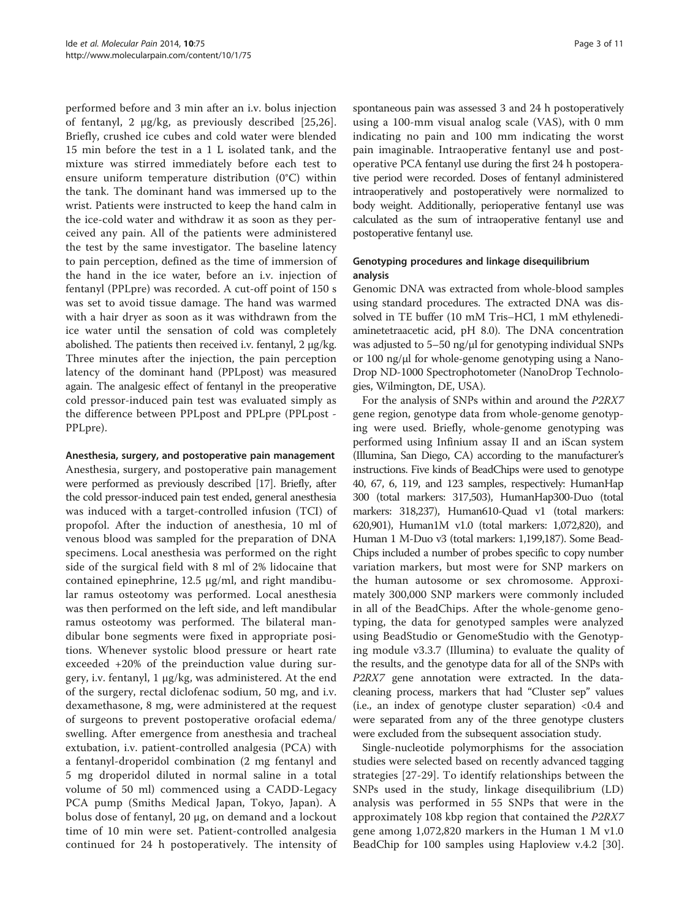performed before and 3 min after an i.v. bolus injection of fentanyl, 2 μg/kg, as previously described [25,26]. Briefly, crushed ice cubes and cold water were blended 15 min before the test in a 1 L isolated tank, and the mixture was stirred immediately before each test to ensure uniform temperature distribution (0°C) within the tank. The dominant hand was immersed up to the wrist. Patients were instructed to keep the hand calm in the ice-cold water and withdraw it as soon as they perceived any pain. All of the patients were administered the test by the same investigator. The baseline latency to pain perception, defined as the time of immersion of the hand in the ice water, before an i.v. injection of fentanyl (PPLpre) was recorded. A cut-off point of 150 s was set to avoid tissue damage. The hand was warmed with a hair dryer as soon as it was withdrawn from the ice water until the sensation of cold was completely abolished. The patients then received i.v. fentanyl, 2 μg/kg. Three minutes after the injection, the pain perception latency of the dominant hand (PPLpost) was measured again. The analgesic effect of fentanyl in the preoperative cold pressor-induced pain test was evaluated simply as the difference between PPLpost and PPLpre (PPLpost - PPLpre).

### Anesthesia, surgery, and postoperative pain management

Anesthesia, surgery, and postoperative pain management were performed as previously described [17]. Briefly, after the cold pressor-induced pain test ended, general anesthesia was induced with a target-controlled infusion (TCI) of propofol. After the induction of anesthesia, 10 ml of venous blood was sampled for the preparation of DNA specimens. Local anesthesia was performed on the right side of the surgical field with 8 ml of 2% lidocaine that contained epinephrine, 12.5 μg/ml, and right mandibular ramus osteotomy was performed. Local anesthesia was then performed on the left side, and left mandibular ramus osteotomy was performed. The bilateral mandibular bone segments were fixed in appropriate positions. Whenever systolic blood pressure or heart rate exceeded +20% of the preinduction value during surgery, i.v. fentanyl, 1 μg/kg, was administered. At the end of the surgery, rectal diclofenac sodium, 50 mg, and i.v. dexamethasone, 8 mg, were administered at the request of surgeons to prevent postoperative orofacial edema/swelling. After emergence from anesthesia and tracheal extubation, i.v. patient-controlled analgesia (PCA) with a fentanyl-droperidol combination (2 mg fentanyl and 5 mg droperidol diluted in normal saline in a total volume of 50 ml) commenced using a CADD-Legacy PCA pump (Smiths Medical Japan, Tokyo, Japan). A bolus dose of fentanyl, 20 μg, on demand and a lockout time of 10 min were set. Patient-controlled analgesia continued for 24 h postoperatively. The intensity of spontaneous pain was assessed 3 and 24 h postoperatively using a 100-mm visual analog scale (VAS), with 0 mm indicating no pain and 100 mm indicating the worst pain imaginable. Intraoperative fentanyl use and postoperative PCA fentanyl use during the first 24 h postoperative period were recorded. Doses of fentanyl administered intraoperatively and postoperatively were normalized to body weight. Additionally, perioperative fentanyl use was calculated as the sum of intraoperative fentanyl use and postoperative fentanyl use.

### Genotyping procedures and linkage disequilibrium analysis

Genomic DNA was extracted from whole-blood samples using standard procedures. The extracted DNA was dissolved in TE buffer (10 mM Tris–HCl, 1 mM ethylenediaminetetraacetic acid, pH 8.0). The DNA concentration was adjusted to 5–50 ng/μl for genotyping individual SNPs or 100 ng/μl for whole-genome genotyping using a NanoDrop ND-1000 Spectrophotometer (NanoDrop Technologies, Wilmington, DE, USA).

For the analysis of SNPs within and around the *P2RX7* gene region, genotype data from whole-genome genotyping were used. Briefly, whole-genome genotyping was performed using Infinium assay II and an iScan system (Illumina, San Diego, CA) according to the manufacturer's instructions. Five kinds of BeadChips were used to genotype 40, 67, 6, 119, and 123 samples, respectively: HumanHap 300 (total markers: 317,503), HumanHap300-Duo (total markers: 318,237), Human610-Quad v1 (total markers: 620,901), Human1M v1.0 (total markers: 1,072,820), and Human 1 M-Duo v3 (total markers: 1,199,187). Some BeadChips included a number of probes specific to copy number variation markers, but most were for SNP markers on the human autosome or sex chromosome. Approximately 300,000 SNP markers were commonly included in all of the BeadChips. After the whole-genome genotyping, the data for genotyped samples were analyzed using BeadStudio or GenomeStudio with the Genotyping module v3.3.7 (Illumina) to evaluate the quality of the results, and the genotype data for all of the SNPs with *P2RX7* gene annotation were extracted. In the data-cleaning process, markers that had "Cluster sep" values (i.e., an index of genotype cluster separation) <0.4 and were separated from any of the three genotype clusters were excluded from the subsequent association study.

Single-nucleotide polymorphisms for the association studies were selected based on recently advanced tagging strategies [27-29]. To identify relationships between the SNPs used in the study, linkage disequilibrium (LD) analysis was performed in 55 SNPs that were in the approximately 108 kbp region that contained the *P2RX7* gene among 1,072,820 markers in the Human 1 M v1.0 BeadChip for 100 samples using Haploview v.4.2 [30].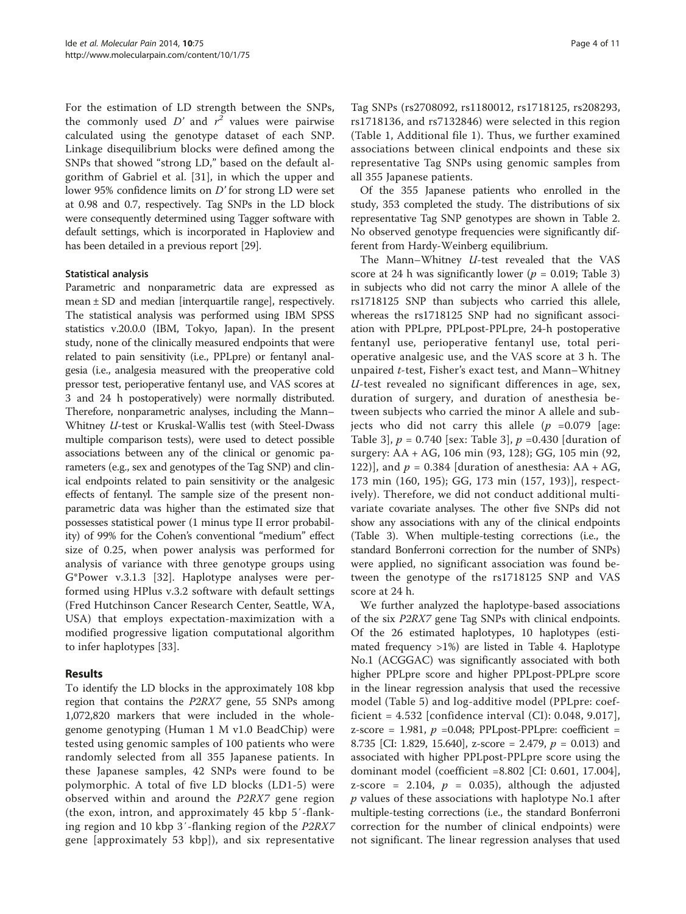For the estimation of LD strength between the SNPs, the commonly used $D'$ and $r^2$ values were pairwise calculated using the genotype dataset of each SNP. Linkage disequilibrium blocks were defined among the SNPs that showed "strong LD," based on the default algorithm of Gabriel et al. [31], in which the upper and lower 95% confidence limits on $D'$ for strong LD were set at 0.98 and 0.7, respectively. Tag SNPs in the LD block were consequently determined using Tagger software with default settings, which is incorporated in Haploview and has been detailed in a previous report [29].

### Statistical analysis

Parametric and nonparametric data are expressed as mean ± SD and median [interquartile range], respectively. The statistical analysis was performed using IBM SPSS statistics v.20.0.0 (IBM, Tokyo, Japan). In the present study, none of the clinically measured endpoints that were related to pain sensitivity (i.e., PPLpre) or fentanyl analgesia (i.e., analgesia measured with the preoperative cold pressor test, perioperative fentanyl use, and VAS scores at 3 and 24 h postoperatively) were normally distributed. Therefore, nonparametric analyses, including the Mann–Whitney *U*-test or Kruskal-Wallis test (with Steel-Dwass multiple comparison tests), were used to detect possible associations between any of the clinical or genomic parameters (e.g., sex and genotypes of the Tag SNP) and clinical endpoints related to pain sensitivity or the analgesic effects of fentanyl. The sample size of the present nonparametric data was higher than the estimated size that possesses statistical power (1 minus type II error probability) of 99% for the Cohen's conventional "medium" effect size of 0.25, when power analysis was performed for analysis of variance with three genotype groups using G*Power v.3.1.3 [32]. Haplotype analyses were performed using HPlus v.3.2 software with default settings (Fred Hutchinson Cancer Research Center, Seattle, WA, USA) that employs expectation-maximization with a modified progressive ligation computational algorithm to infer haplotypes [33].

## Results

To identify the LD blocks in the approximately 108 kbp region that contains the *P2RX7* gene, 55 SNPs among 1,072,820 markers that were included in the whole-genome genotyping (Human 1 M v1.0 BeadChip) were tested using genomic samples of 100 patients who were randomly selected from all 355 Japanese patients. In these Japanese samples, 42 SNPs were found to be polymorphic. A total of five LD blocks (LD1-5) were observed within and around the *P2RX7* gene region (the exon, intron, and approximately 45 kbp 5′-flanking region and 10 kbp 3′-flanking region of the *P2RX7* gene [approximately 53 kbp]), and six representative Tag SNPs (rs2708092, rs1180012, rs1718125, rs208293, rs1718136, and rs7132846) were selected in this region (Table 1, Additional file 1). Thus, we further examined associations between clinical endpoints and these six representative Tag SNPs using genomic samples from all 355 Japanese patients.

Of the 355 Japanese patients who enrolled in the study, 353 completed the study. The distributions of six representative Tag SNP genotypes are shown in Table 2. No observed genotype frequencies were significantly different from Hardy-Weinberg equilibrium.

The Mann–Whitney *U*-test revealed that the VAS score at 24 h was significantly lower ($p$ = 0.019; Table 3) in subjects who did not carry the minor A allele of the rs1718125 SNP than subjects who carried this allele, whereas the rs1718125 SNP had no significant association with PPLpre, PPLpost-PPLpre, 24-h postoperative fentanyl use, perioperative fentanyl use, total perioperative analgesic use, and the VAS score at 3 h. The unpaired *t*-test, Fisher's exact test, and Mann–Whitney *U*-test revealed no significant differences in age, sex, duration of surgery, and duration of anesthesia between subjects who carried the minor A allele and subjects who did not carry this allele ($p$ =0.079 [age: Table 3], $p$ = 0.740 [sex: Table 3], $p$ =0.430 [duration of surgery: AA + AG, 106 min (93, 128); GG, 105 min (92, 122)], and $p$ = 0.384 [duration of anesthesia: AA + AG, 173 min (160, 195); GG, 173 min (157, 193)], respectively). Therefore, we did not conduct additional multivariate covariate analyses. The other five SNPs did not show any associations with any of the clinical endpoints (Table 3). When multiple-testing corrections (i.e., the standard Bonferroni correction for the number of SNPs) were applied, no significant association was found between the genotype of the rs1718125 SNP and VAS score at 24 h.

We further analyzed the haplotype-based associations of the six *P2RX7* gene Tag SNPs with clinical endpoints. Of the 26 estimated haplotypes, 10 haplotypes (estimated frequency >1%) are listed in Table 4. Haplotype No.1 (ACGGAC) was significantly associated with both higher PPLpre score and higher PPLpost-PPLpre score in the linear regression analysis that used the recessive model (Table 5) and log-additive model (PPLpre: coefficient = 4.532 [confidence interval (CI): 0.048, 9.017], z-score = 1.981, $p$ =0.048; PPLpost-PPLpre: coefficient = 8.735 [CI: 1.829, 15.640], z-score = 2.479, $p$ = 0.013) and associated with higher PPLpost-PPLpre score using the dominant model (coefficient =8.802 [CI: 0.601, 17.004], z-score = 2.104, $p$ = 0.035), although the adjusted $p$ values of these associations with haplotype No.1 after multiple-testing corrections (i.e., the standard Bonferroni correction for the number of clinical endpoints) were not significant. The linear regression analyses that used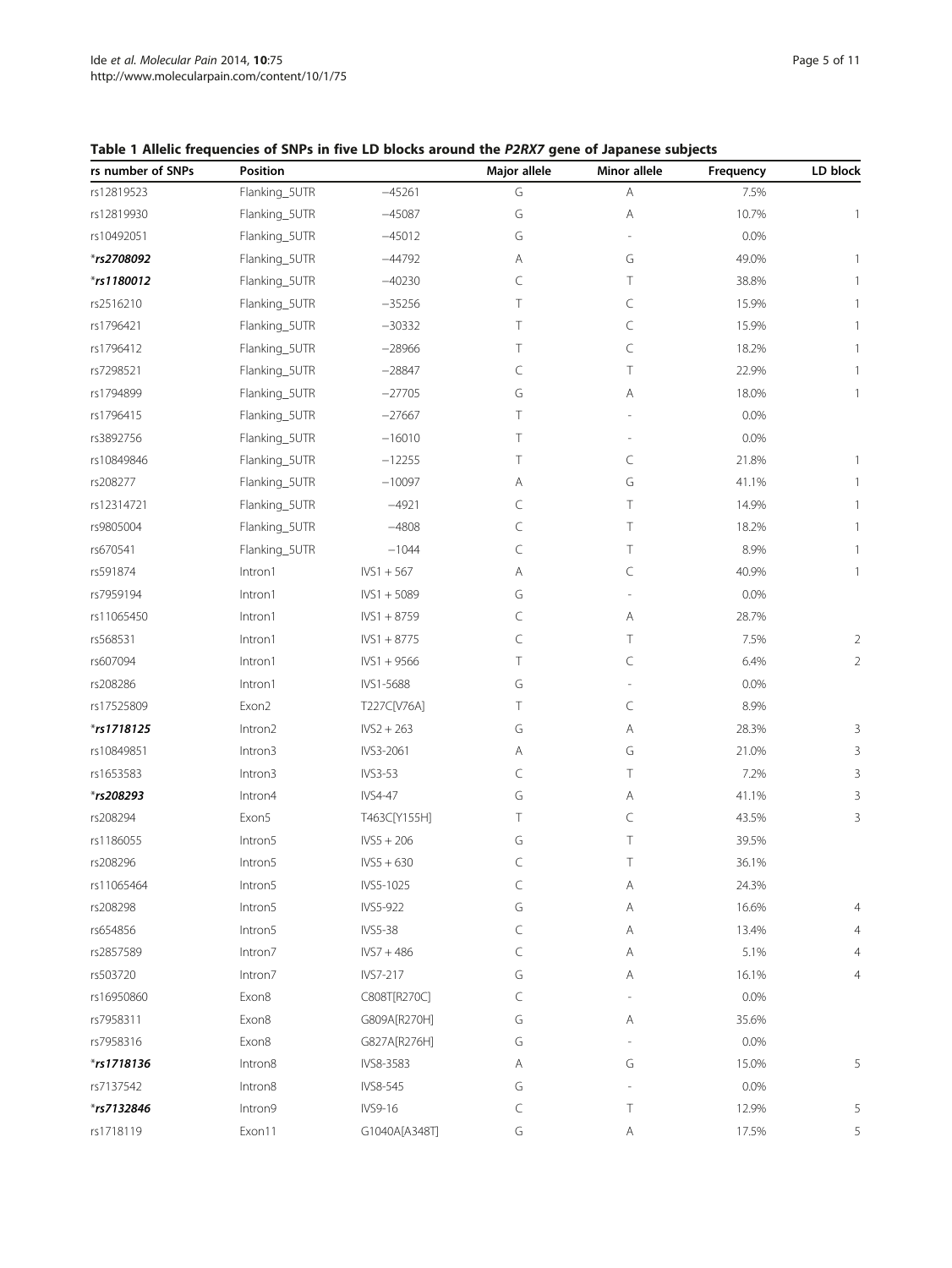**Table 1 Allelic frequencies of SNPs in five LD blocks around the *P2RX7* gene of Japanese subjects**

| rs number of SNPs | Position | | Major allele | Minor allele | Frequency | LD block |
|---|---|---|---|---|---|---|
| rs12819523 | Flanking_5UTR | −45261 | G | A | 7.5% | |
| rs12819930 | Flanking_5UTR | −45087 | G | A | 10.7% | 1 |
| rs10492051 | Flanking_5UTR | −45012 | G | - | 0.0% | |
| ****rs2708092*** | Flanking_5UTR | −44792 | A | G | 49.0% | 1 |
| ****rs1180012*** | Flanking_5UTR | −40230 | C | T | 38.8% | 1 |
| rs2516210 | Flanking_5UTR | −35256 | T | C | 15.9% | 1 |
| rs1796421 | Flanking_5UTR | −30332 | T | C | 15.9% | 1 |
| rs1796412 | Flanking_5UTR | −28966 | T | C | 18.2% | 1 |
| rs7298521 | Flanking_5UTR | −28847 | C | T | 22.9% | 1 |
| rs1794899 | Flanking_5UTR | −27705 | G | A | 18.0% | 1 |
| rs1796415 | Flanking_5UTR | −27667 | T | - | 0.0% | |
| rs3892756 | Flanking_5UTR | −16010 | T | - | 0.0% | |
| rs10849846 | Flanking_5UTR | −12255 | T | C | 21.8% | 1 |
| rs208277 | Flanking_5UTR | −10097 | A | G | 41.1% | 1 |
| rs12314721 | Flanking_5UTR | −4921 | C | T | 14.9% | 1 |
| rs9805004 | Flanking_5UTR | −4808 | C | T | 18.2% | 1 |
| rs670541 | Flanking_5UTR | −1044 | C | T | 8.9% | 1 |
| rs591874 | Intron1 | IVS1 + 567 | A | C | 40.9% | 1 |
| rs7959194 | Intron1 | IVS1 + 5089 | G | - | 0.0% | |
| rs11065450 | Intron1 | IVS1 + 8759 | C | A | 28.7% | |
| rs568531 | Intron1 | IVS1 + 8775 | C | T | 7.5% | 2 |
| rs607094 | Intron1 | IVS1 + 9566 | T | C | 6.4% | 2 |
| rs208286 | Intron1 | IVS1-5688 | G | - | 0.0% | |
| rs17525809 | Exon2 | T227C[V76A] | T | C | 8.9% | |
| ****rs1718125*** | Intron2 | IVS2 + 263 | G | A | 28.3% | 3 |
| rs10849851 | Intron3 | IVS3-2061 | A | G | 21.0% | 3 |
| rs1653583 | Intron3 | IVS3-53 | C | T | 7.2% | 3 |
| ****rs208293*** | Intron4 | IVS4-47 | G | A | 41.1% | 3 |
| rs208294 | Exon5 | T463C[Y155H] | T | C | 43.5% | 3 |
| rs1186055 | Intron5 | IVS5 + 206 | G | T | 39.5% | |
| rs208296 | Intron5 | IVS5 + 630 | C | T | 36.1% | |
| rs11065464 | Intron5 | IVS5-1025 | C | A | 24.3% | |
| rs208298 | Intron5 | IVS5-922 | G | A | 16.6% | 4 |
| rs654856 | Intron5 | IVS5-38 | C | A | 13.4% | 4 |
| rs2857589 | Intron7 | IVS7 + 486 | C | A | 5.1% | 4 |
| rs503720 | Intron7 | IVS7-217 | G | A | 16.1% | 4 |
| rs16950860 | Exon8 | C808T[R270C] | C | - | 0.0% | |
| rs7958311 | Exon8 | G809A[R270H] | G | A | 35.6% | |
| rs7958316 | Exon8 | G827A[R276H] | G | - | 0.0% | |
| ****rs1718136*** | Intron8 | IVS8-3583 | A | G | 15.0% | 5 |
| rs7137542 | Intron8 | IVS8-545 | G | - | 0.0% | |
| ****rs7132846*** | Intron9 | IVS9-16 | C | T | 12.9% | 5 |
| rs1718119 | Exon11 | G1040A[A348T] | G | A | 17.5% | 5 |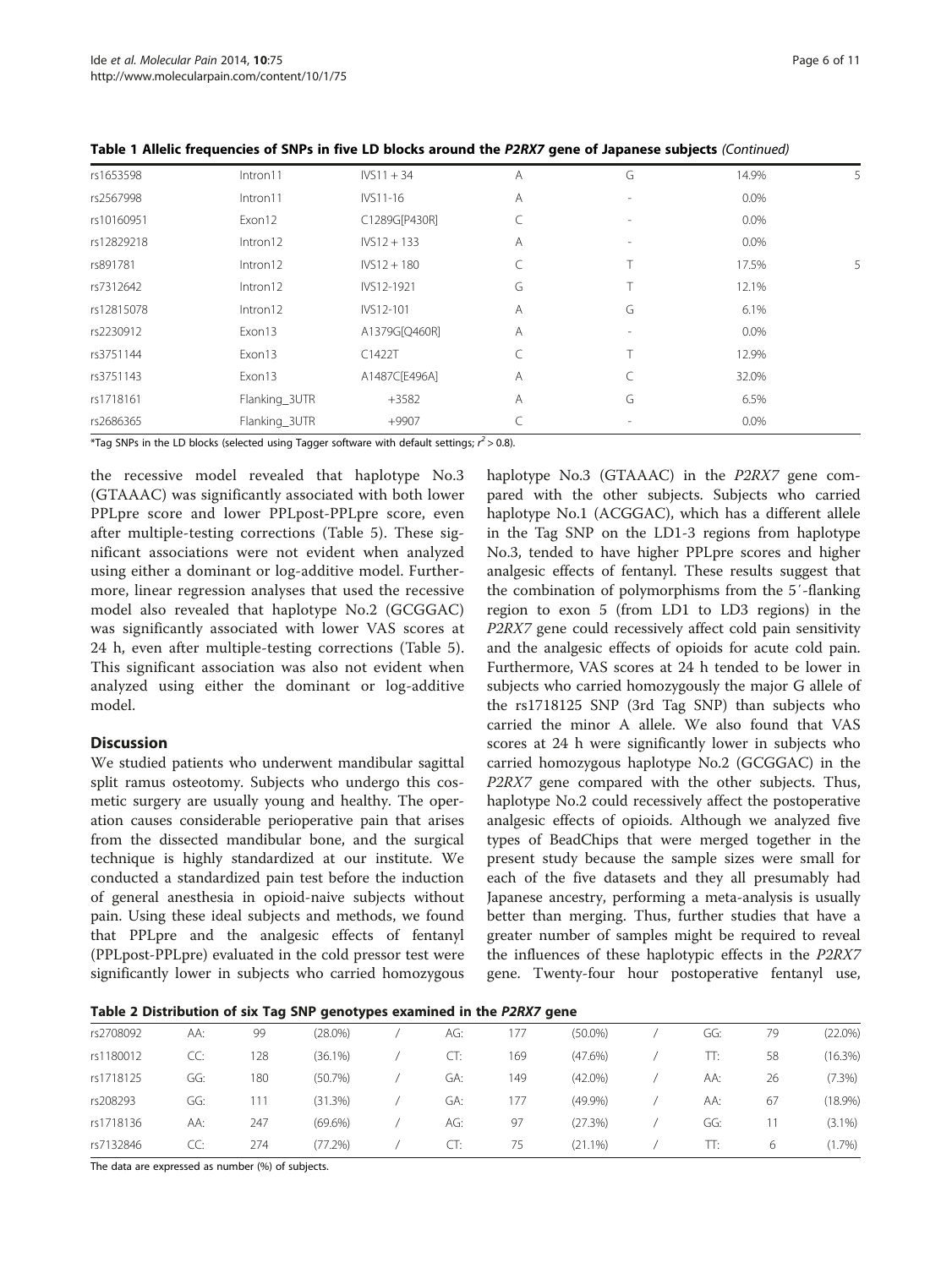**Table 1 Allelic frequencies of SNPs in five LD blocks around the *P2RX7* gene of Japanese subjects** *(Continued)*

| | | | | | | |
|---|---|---|---|---|---|---|
| rs1653598 | Intron11 | IVS11 + 34 | A | G | 14.9% | 5 |
| rs2567998 | Intron11 | IVS11-16 | A | - | 0.0% | |
| rs10160951 | Exon12 | C1289G[P430R] | C | - | 0.0% | |
| rs12829218 | Intron12 | IVS12 + 133 | A | - | 0.0% | |
| rs891781 | Intron12 | IVS12 + 180 | C | T | 17.5% | 5 |
| rs7312642 | Intron12 | IVS12-1921 | G | T | 12.1% | |
| rs12815078 | Intron12 | IVS12-101 | A | G | 6.1% | |
| rs2230912 | Exon13 | A1379G[Q460R] | A | - | 0.0% | |
| rs3751144 | Exon13 | C1422T | C | T | 12.9% | |
| rs3751143 | Exon13 | A1487C[E496A] | A | C | 32.0% | |
| rs1718161 | Flanking_3UTR | +3582 | A | G | 6.5% | |
| rs2686365 | Flanking_3UTR | +9907 | C | - | 0.0% | |

*Tag SNPs in the LD blocks (selected using Tagger software with default settings; $r^2 > 0.8$).

the recessive model revealed that haplotype No.3 (GTAAAC) was significantly associated with both lower PPLpre score and lower PPLpost-PPLpre score, even after multiple-testing corrections (Table 5). These significant associations were not evident when analyzed using either a dominant or log-additive model. Furthermore, linear regression analyses that used the recessive model also revealed that haplotype No.2 (GCGGAC) was significantly associated with lower VAS scores at 24 h, even after multiple-testing corrections (Table 5). This significant association was also not evident when analyzed using either the dominant or log-additive model.

## Discussion

We studied patients who underwent mandibular sagittal split ramus osteotomy. Subjects who undergo this cosmetic surgery are usually young and healthy. The operation causes considerable perioperative pain that arises from the dissected mandibular bone, and the surgical technique is highly standardized at our institute. We conducted a standardized pain test before the induction of general anesthesia in opioid-naive subjects without pain. Using these ideal subjects and methods, we found that PPLpre and the analgesic effects of fentanyl (PPLpost-PPLpre) evaluated in the cold pressor test were significantly lower in subjects who carried homozygous haplotype No.3 (GTAAAC) in the *P2RX7* gene compared with the other subjects. Subjects who carried haplotype No.1 (ACGGAC), which has a different allele in the Tag SNP on the LD1-3 regions from haplotype No.3, tended to have higher PPLpre scores and higher analgesic effects of fentanyl. These results suggest that the combination of polymorphisms from the 5′-flanking region to exon 5 (from LD1 to LD3 regions) in the *P2RX7* gene could recessively affect cold pain sensitivity and the analgesic effects of opioids for acute cold pain. Furthermore, VAS scores at 24 h tended to be lower in subjects who carried homozygously the major G allele of the rs1718125 SNP (3rd Tag SNP) than subjects who carried the minor A allele. We also found that VAS scores at 24 h were significantly lower in subjects who carried homozygous haplotype No.2 (GCGGAC) in the *P2RX7* gene compared with the other subjects. Thus, haplotype No.2 could recessively affect the postoperative analgesic effects of opioids. Although we analyzed five types of BeadChips that were merged together in the present study because the sample sizes were small for each of the five datasets and they all presumably had Japanese ancestry, performing a meta-analysis is usually better than merging. Thus, further studies that have a greater number of samples might be required to reveal the influences of these haplotypic effects in the *P2RX7* gene. Twenty-four hour postoperative fentanyl use,

**Table 2 Distribution of six Tag SNP genotypes examined in the *P2RX7* gene**

| | | | | | | | | | | | | |
|---|---|---|---|---|---|---|---|---|---|---|---|---|
| rs2708092 | AA: | 99 | (28.0%) | / | AG: | 177 | (50.0%) | / | GG: | 79 | (22.0%) |
| rs1180012 | CC: | 128 | (36.1%) | / | CT: | 169 | (47.6%) | / | TT: | 58 | (16.3%) |
| rs1718125 | GG: | 180 | (50.7%) | / | GA: | 149 | (42.0%) | / | AA: | 26 | (7.3%) |
| rs208293 | GG: | 111 | (31.3%) | / | GA: | 177 | (49.9%) | / | AA: | 67 | (18.9%) |
| rs1718136 | AA: | 247 | (69.6%) | / | AG: | 97 | (27.3%) | / | GG: | 11 | (3.1%) |
| rs7132846 | CC: | 274 | (77.2%) | / | CT: | 75 | (21.1%) | / | TT: | 6 | (1.7%) |

The data are expressed as number (%) of subjects.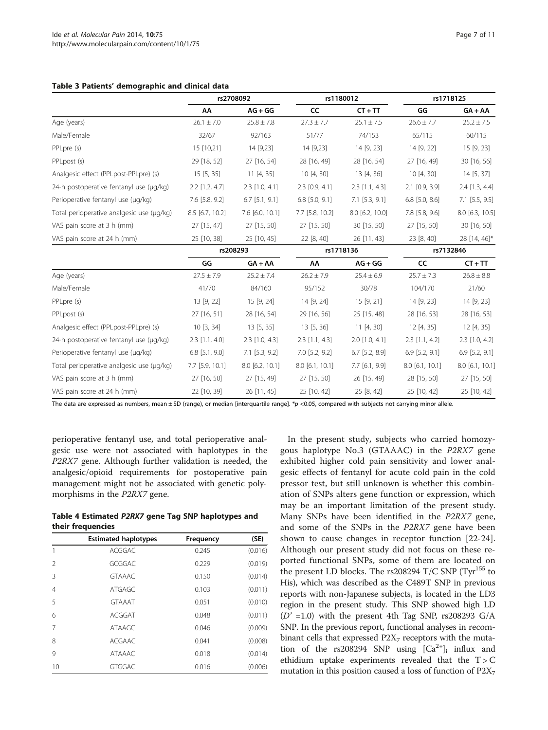**Table 3 Patients' demographic and clinical data**

| | rs2708092 | | rs1180012 | | rs1718125 | |
|---|---|---|---|---|---|---|
| | AA | AG + GG | CC | CT + TT | GG | GA + AA |
| Age (years) | 26.1 ± 7.0 | 25.8 ± 7.8 | 27.3 ± 7.7 | 25.1 ± 7.5 | 26.6 ± 7.7 | 25.2 ± 7.5 |
| Male/Female | 32/67 | 92/163 | 51/77 | 74/153 | 65/115 | 60/115 |
| PPLpre (s) | 15 [10,21] | 14 [9,23] | 14 [9,23] | 14 [9, 23] | 14 [9, 22] | 15 [9, 23] |
| PPLpost (s) | 29 [18, 52] | 27 [16, 54] | 28 [16, 49] | 28 [16, 54] | 27 [16, 49] | 30 [16, 56] |
| Analgesic effect (PPLpost-PPLpre) (s) | 15 [5, 35] | 11 [4, 35] | 10 [4, 30] | 13 [4, 36] | 10 [4, 30] | 14 [5, 37] |
| 24-h postoperative fentanyl use (μg/kg) | 2.2 [1.2, 4.7] | 2.3 [1.0, 4.1] | 2.3 [0.9, 4.1] | 2.3 [1.1, 4.3] | 2.1 [0.9, 3.9] | 2.4 [1.3, 4.4] |
| Perioperative fentanyl use (μg/kg) | 7.6 [5.8, 9.2] | 6.7 [5.1, 9.1] | 6.8 [5.0, 9.1] | 7.1 [5.3, 9.1] | 6.8 [5.0, 8.6] | 7.1 [5.5, 9.5] |
| Total perioperative analgesic use (μg/kg) | 8.5 [6.7, 10.2] | 7.6 [6.0, 10.1] | 7.7 [5.8, 10.2] | 8.0 [6.2, 10.0] | 7.8 [5.8, 9.6] | 8.0 [6.3, 10.5] |
| VAS pain score at 3 h (mm) | 27 [15, 47] | 27 [15, 50] | 27 [15, 50] | 30 [15, 50] | 27 [15, 50] | 30 [16, 50] |
| VAS pain score at 24 h (mm) | 25 [10, 38] | 25 [10, 45] | 22 [8, 40] | 26 [11, 43] | 23 [8, 40] | 28 [14, 46]* |
| | rs208293 | | rs1718136 | | rs7132846 | |
| | GG | GA + AA | AA | AG + GG | CC | CT + TT |
| Age (years) | 27.5 ± 7.9 | 25.2 ± 7.4 | 26.2 ± 7.9 | 25.4 ± 6.9 | 25.7 ± 7.3 | 26.8 ± 8.8 |
| Male/Female | 41/70 | 84/160 | 95/152 | 30/78 | 104/170 | 21/60 |
| PPLpre (s) | 13 [9, 22] | 15 [9, 24] | 14 [9, 24] | 15 [9, 21] | 14 [9, 23] | 14 [9, 23] |
| PPLpost (s) | 27 [16, 51] | 28 [16, 54] | 29 [16, 56] | 25 [15, 48] | 28 [16, 53] | 28 [16, 53] |
| Analgesic effect (PPLpost-PPLpre) (s) | 10 [3, 34] | 13 [5, 35] | 13 [5, 36] | 11 [4, 30] | 12 [4, 35] | 12 [4, 35] |
| 24-h postoperative fentanyl use (μg/kg) | 2.3 [1.1, 4.0] | 2.3 [1.0, 4.3] | 2.3 [1.1, 4.3] | 2.0 [1.0, 4.1] | 2.3 [1.1, 4.2] | 2.3 [1.0, 4.2] |
| Perioperative fentanyl use (μg/kg) | 6.8 [5.1, 9.0] | 7.1 [5.3, 9.2] | 7.0 [5.2, 9.2] | 6.7 [5.2, 8.9] | 6.9 [5.2, 9.1] | 6.9 [5.2, 9.1] |
| Total perioperative analgesic use (μg/kg) | 7.7 [5.9, 10.1] | 8.0 [6.2, 10.1] | 8.0 [6.1, 10.1] | 7.7 [6.1, 9.9] | 8.0 [6.1, 10.1] | 8.0 [6.1, 10.1] |
| VAS pain score at 3 h (mm) | 27 [16, 50] | 27 [15, 49] | 27 [15, 50] | 26 [15, 49] | 28 [15, 50] | 27 [15, 50] |
| VAS pain score at 24 h (mm) | 22 [10, 39] | 26 [11, 45] | 25 [10, 42] | 25 [8, 42] | 25 [10, 42] | 25 [10, 42] |

The data are expressed as numbers, mean ± SD (range), or median [interquartile range]. *$p$ <0.05, compared with subjects not carrying minor allele.

perioperative fentanyl use, and total perioperative analgesic use were not associated with haplotypes in the *P2RX7* gene. Although further validation is needed, the analgesic/opioid requirements for postoperative pain management might not be associated with genetic polymorphisms in the *P2RX7* gene.

**Table 4 Estimated *P2RX7* gene Tag SNP haplotypes and their frequencies**

| | Estimated haplotypes | Frequency | (SE) |
|---|---|---|---|
| 1 | ACGGAC | 0.245 | (0.016) |
| 2 | GCGGAC | 0.229 | (0.019) |
| 3 | GTAAAC | 0.150 | (0.014) |
| 4 | ATGAGC | 0.103 | (0.011) |
| 5 | GTAAAT | 0.051 | (0.010) |
| 6 | ACGGAT | 0.048 | (0.011) |
| 7 | ATAAGC | 0.046 | (0.009) |
| 8 | ACGAAC | 0.041 | (0.008) |
| 9 | ATAAAC | 0.018 | (0.014) |
| 10 | GTGGAC | 0.016 | (0.006) |

In the present study, subjects who carried homozygous haplotype No.3 (GTAAAC) in the *P2RX7* gene exhibited higher cold pain sensitivity and lower analgesic effects of fentanyl for acute cold pain in the cold pressor test, but still unknown is whether this combination of SNPs alters gene function or expression, which may be an important limitation of the present study. Many SNPs have been identified in the *P2RX7* gene, and some of the SNPs in the *P2RX7* gene have been shown to cause changes in receptor function [22-24]. Although our present study did not focus on these reported functional SNPs, some of them are located on the present LD blocks. The rs208294 T/C SNP ($Tyr^{155}$ to His), which was described as the C489T SNP in previous reports with non-Japanese subjects, is located in the LD3 region in the present study. This SNP showed high LD ($D'$ =1.0) with the present 4th Tag SNP, rs208293 G/A SNP. In the previous report, functional analyses in recombinant cells that expressed $P2X_7$ receptors with the mutation of the rs208294 SNP using $[Ca^{2+}]_i$ influx and ethidium uptake experiments revealed that the T > C mutation in this position caused a loss of function of $P2X_7$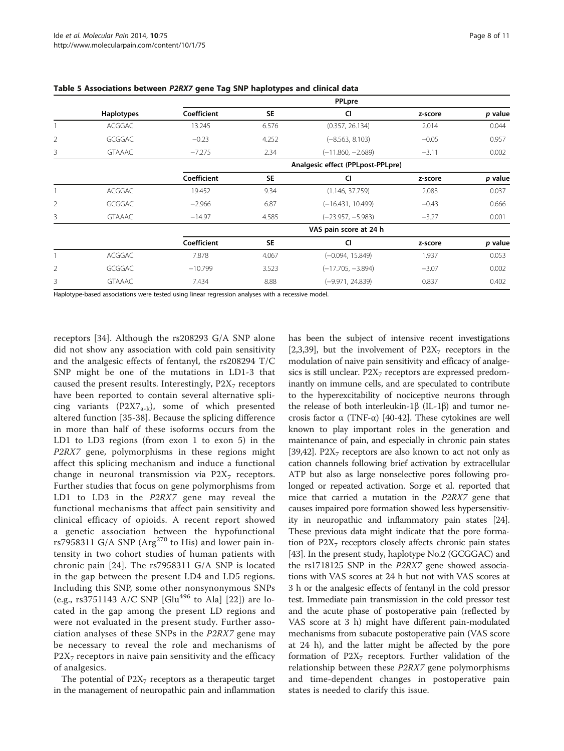**Table 5 Associations between *P2RX7* gene Tag SNP haplotypes and clinical data**

| | Haplotypes | PPLpre | | | | |
|---|---|---|---|---|---|---|
| | | Coefficient | SE | CI | z-score | *p* value |
| 1 | ACGGAC | 13.245 | 6.576 | (0.357, 26.134) | 2.014 | 0.044 |
| 2 | GCGGAC | −0.23 | 4.252 | (−8.563, 8.103) | −0.05 | 0.957 |
| 3 | GTAAAC | −7.275 | 2.34 | (−11.860, −2.689) | −3.11 | 0.002 |
| | | Analgesic effect (PPLpost-PPLpre) | | | | |
| | | Coefficient | SE | CI | z-score | *p* value |
| 1 | ACGGAC | 19.452 | 9.34 | (1.146, 37.759) | 2.083 | 0.037 |
| 2 | GCGGAC | −2.966 | 6.87 | (−16.431, 10.499) | −0.43 | 0.666 |
| 3 | GTAAAC | −14.97 | 4.585 | (−23.957, −5.983) | −3.27 | 0.001 |
| | | VAS pain score at 24 h | | | | |
| | | Coefficient | SE | CI | z-score | *p* value |
| 1 | ACGGAC | 7.878 | 4.067 | (−0.094, 15.849) | 1.937 | 0.053 |
| 2 | GCGGAC | −10.799 | 3.523 | (−17.705, −3.894) | −3.07 | 0.002 |
| 3 | GTAAAC | 7.434 | 8.88 | (−9.971, 24.839) | 0.837 | 0.402 |

Haplotype-based associations were tested using linear regression analyses with a recessive model.

receptors [34]. Although the rs208293 G/A SNP alone did not show any association with cold pain sensitivity and the analgesic effects of fentanyl, the rs208294 T/C SNP might be one of the mutations in LD1-3 that caused the present results. Interestingly, $P2X_7$ receptors have been reported to contain several alternative splicing variants ($P2X7_{a-k}$), some of which presented altered function [35-38]. Because the splicing difference in more than half of these isoforms occurs from the LD1 to LD3 regions (from exon 1 to exon 5) in the *P2RX7* gene, polymorphisms in these regions might affect this splicing mechanism and induce a functional change in neuronal transmission via $P2X_7$ receptors. Further studies that focus on gene polymorphisms from LD1 to LD3 in the *P2RX7* gene may reveal the functional mechanisms that affect pain sensitivity and clinical efficacy of opioids. A recent report showed a genetic association between the hypofunctional rs7958311 G/A SNP ($Arg^{270}$ to His) and lower pain intensity in two cohort studies of human patients with chronic pain [24]. The rs7958311 G/A SNP is located in the gap between the present LD4 and LD5 regions. Including this SNP, some other nonsynonymous SNPs (e.g., rs3751143 A/C SNP [$Glu^{496}$ to Ala] [22]) are located in the gap among the present LD regions and were not evaluated in the present study. Further association analyses of these SNPs in the *P2RX7* gene may be necessary to reveal the role and mechanisms of $P2X_7$ receptors in naive pain sensitivity and the efficacy of analgesics.

The potential of $P2X_7$ receptors as a therapeutic target in the management of neuropathic pain and inflammation has been the subject of intensive recent investigations [2,3,39], but the involvement of $P2X_7$ receptors in the modulation of naive pain sensitivity and efficacy of analgesics is still unclear. $P2X_7$ receptors are expressed predominantly on immune cells, and are speculated to contribute to the hyperexcitability of nociceptive neurons through the release of both interleukin-1β (IL-1β) and tumor necrosis factor α (TNF-α) [40-42]. These cytokines are well known to play important roles in the generation and maintenance of pain, and especially in chronic pain states [39,42]. $P2X_7$ receptors are also known to act not only as cation channels following brief activation by extracellular ATP but also as large nonselective pores following prolonged or repeated activation. Sorge et al. reported that mice that carried a mutation in the *P2RX7* gene that causes impaired pore formation showed less hypersensitivity in neuropathic and inflammatory pain states [24]. These previous data might indicate that the pore formation of $P2X_7$ receptors closely affects chronic pain states [43]. In the present study, haplotype No.2 (GCGGAC) and the rs1718125 SNP in the *P2RX7* gene showed associations with VAS scores at 24 h but not with VAS scores at 3 h or the analgesic effects of fentanyl in the cold pressor test. Immediate pain transmission in the cold pressor test and the acute phase of postoperative pain (reflected by VAS score at 3 h) might have different pain-modulated mechanisms from subacute postoperative pain (VAS score at 24 h), and the latter might be affected by the pore formation of $P2X_7$ receptors. Further validation of the relationship between these *P2RX7* gene polymorphisms and time-dependent changes in postoperative pain states is needed to clarify this issue.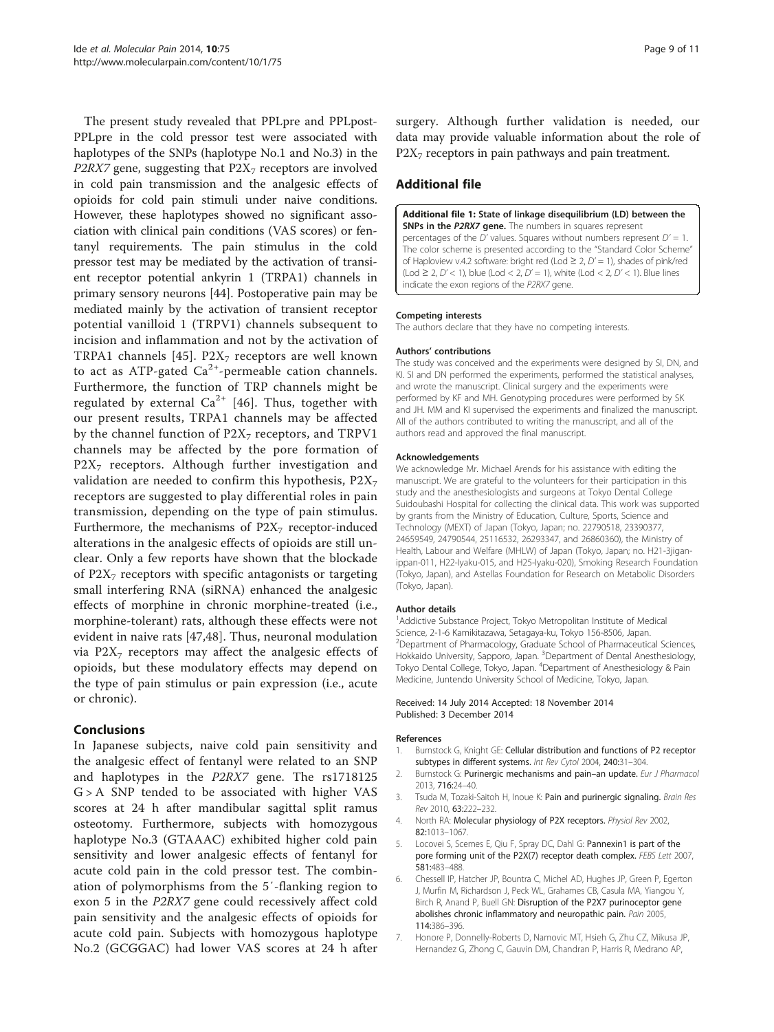The present study revealed that PPLpre and PPLpost-PPLpre in the cold pressor test were associated with haplotypes of the SNPs (haplotype No.1 and No.3) in the *P2RX7* gene, suggesting that $P2X_7$ receptors are involved in cold pain transmission and the analgesic effects of opioids for cold pain stimuli under naive conditions. However, these haplotypes showed no significant association with clinical pain conditions (VAS scores) or fentanyl requirements. The pain stimulus in the cold pressor test may be mediated by the activation of transient receptor potential ankyrin 1 (TRPA1) channels in primary sensory neurons [44]. Postoperative pain may be mediated mainly by the activation of transient receptor potential vanilloid 1 (TRPV1) channels subsequent to incision and inflammation and not by the activation of TRPA1 channels [45]. $P2X_7$ receptors are well known to act as ATP-gated $Ca^{2+}$-permeable cation channels. Furthermore, the function of TRP channels might be regulated by external $Ca^{2+}$ [46]. Thus, together with our present results, TRPA1 channels may be affected by the channel function of $P2X_7$ receptors, and TRPV1 channels may be affected by the pore formation of $P2X_7$ receptors. Although further investigation and validation are needed to confirm this hypothesis, $P2X_7$ receptors are suggested to play differential roles in pain transmission, depending on the type of pain stimulus. Furthermore, the mechanisms of $P2X_7$ receptor-induced alterations in the analgesic effects of opioids are still unclear. Only a few reports have shown that the blockade of $P2X_7$ receptors with specific antagonists or targeting small interfering RNA (siRNA) enhanced the analgesic effects of morphine in chronic morphine-treated (i.e., morphine-tolerant) rats, although these effects were not evident in naive rats [47,48]. Thus, neuronal modulation via $P2X_7$ receptors may affect the analgesic effects of opioids, but these modulatory effects may depend on the type of pain stimulus or pain expression (i.e., acute or chronic).

## Conclusions

In Japanese subjects, naive cold pain sensitivity and the analgesic effect of fentanyl were related to an SNP and haplotypes in the *P2RX7* gene. The rs1718125 G > A SNP tended to be associated with higher VAS scores at 24 h after mandibular sagittal split ramus osteotomy. Furthermore, subjects with homozygous haplotype No.3 (GTAAAC) exhibited higher cold pain sensitivity and lower analgesic effects of fentanyl for acute cold pain in the cold pressor test. The combination of polymorphisms from the 5′-flanking region to exon 5 in the *P2RX7* gene could recessively affect cold pain sensitivity and the analgesic effects of opioids for acute cold pain. Subjects with homozygous haplotype No.2 (GCGGAC) had lower VAS scores at 24 h after surgery. Although further validation is needed, our data may provide valuable information about the role of $P2X_7$ receptors in pain pathways and pain treatment.

## Additional file

**Additional file 1: State of linkage disequilibrium (LD) between the SNPs in the *P2RX7* gene.** The numbers in squares represent percentages of the $D'$ values. Squares without numbers represent $D' = 1$. The color scheme is presented according to the "Standard Color Scheme" of Haploview v.4.2 software: bright red (Lod ≥ 2, $D' = 1$), shades of pink/red (Lod ≥ 2, $D' < 1$), blue (Lod < 2, $D' = 1$), white (Lod < 2, $D' < 1$). Blue lines indicate the exon regions of the *P2RX7* gene.

#### Competing interests

The authors declare that they have no competing interests.

#### Authors' contributions

The study was conceived and the experiments were designed by SI, DN, and KI. SI and DN performed the experiments, performed the statistical analyses, and wrote the manuscript. Clinical surgery and the experiments were performed by KF and MH. Genotyping procedures were performed by SK and JH. MM and KI supervised the experiments and finalized the manuscript. All of the authors contributed to writing the manuscript, and all of the authors read and approved the final manuscript.

#### Acknowledgements

We acknowledge Mr. Michael Arends for his assistance with editing the manuscript. We are grateful to the volunteers for their participation in this study and the anesthesiologists and surgeons at Tokyo Dental College Suidoubashi Hospital for collecting the clinical data. This work was supported by grants from the Ministry of Education, Culture, Sports, Science and Technology (MEXT) of Japan (Tokyo, Japan; no. 22790518, 23390377, 24659549, 24790544, 25116532, 26293347, and 26860360), the Ministry of Health, Labour and Welfare (MHLW) of Japan (Tokyo, Japan; no. H21-3jigan-ippan-011, H22-Iyaku-015, and H25-Iyaku-020), Smoking Research Foundation (Tokyo, Japan), and Astellas Foundation for Research on Metabolic Disorders (Tokyo, Japan).

#### Author details

[1]Addictive Substance Project, Tokyo Metropolitan Institute of Medical Science, 2-1-6 Kamikitazawa, Setagaya-ku, Tokyo 156-8506, Japan. [2]Department of Pharmacology, Graduate School of Pharmaceutical Sciences, Hokkaido University, Sapporo, Japan. [3]Department of Dental Anesthesiology, Tokyo Dental College, Tokyo, Japan. [4]Department of Anesthesiology & Pain Medicine, Juntendo University School of Medicine, Tokyo, Japan.

Received: 14 July 2014 Accepted: 18 November 2014
Published: 3 December 2014

#### References

1. Burnstock G, Knight GE: **Cellular distribution and functions of P2 receptor subtypes in different systems.** *Int Rev Cytol* 2004, **240:**31–304.
2. Burnstock G: **Purinergic mechanisms and pain–an update.** *Eur J Pharmacol* 2013, **716:**24–40.
3. Tsuda M, Tozaki-Saitoh H, Inoue K: **Pain and purinergic signaling.** *Brain Res Rev* 2010, **63:**222–232.
4. North RA: **Molecular physiology of P2X receptors.** *Physiol Rev* 2002, **82:**1013–1067.
5. Locovei S, Scemes E, Qiu F, Spray DC, Dahl G: **Pannexin1 is part of the pore forming unit of the P2X(7) receptor death complex.** *FEBS Lett* 2007, **581:**483–488.
6. Chessell IP, Hatcher JP, Bountra C, Michel AD, Hughes JP, Green P, Egerton J, Murfin M, Richardson J, Peck WL, Grahames CB, Casula MA, Yiangou Y, Birch R, Anand P, Buell GN: **Disruption of the P2X7 purinoceptor gene abolishes chronic inflammatory and neuropathic pain.** *Pain* 2005, **114:**386–396.
7. Honore P, Donnelly-Roberts D, Namovic MT, Hsieh G, Zhu CZ, Mikusa JP, Hernandez G, Zhong C, Gauvin DM, Chandran P, Harris R, Medrano AP,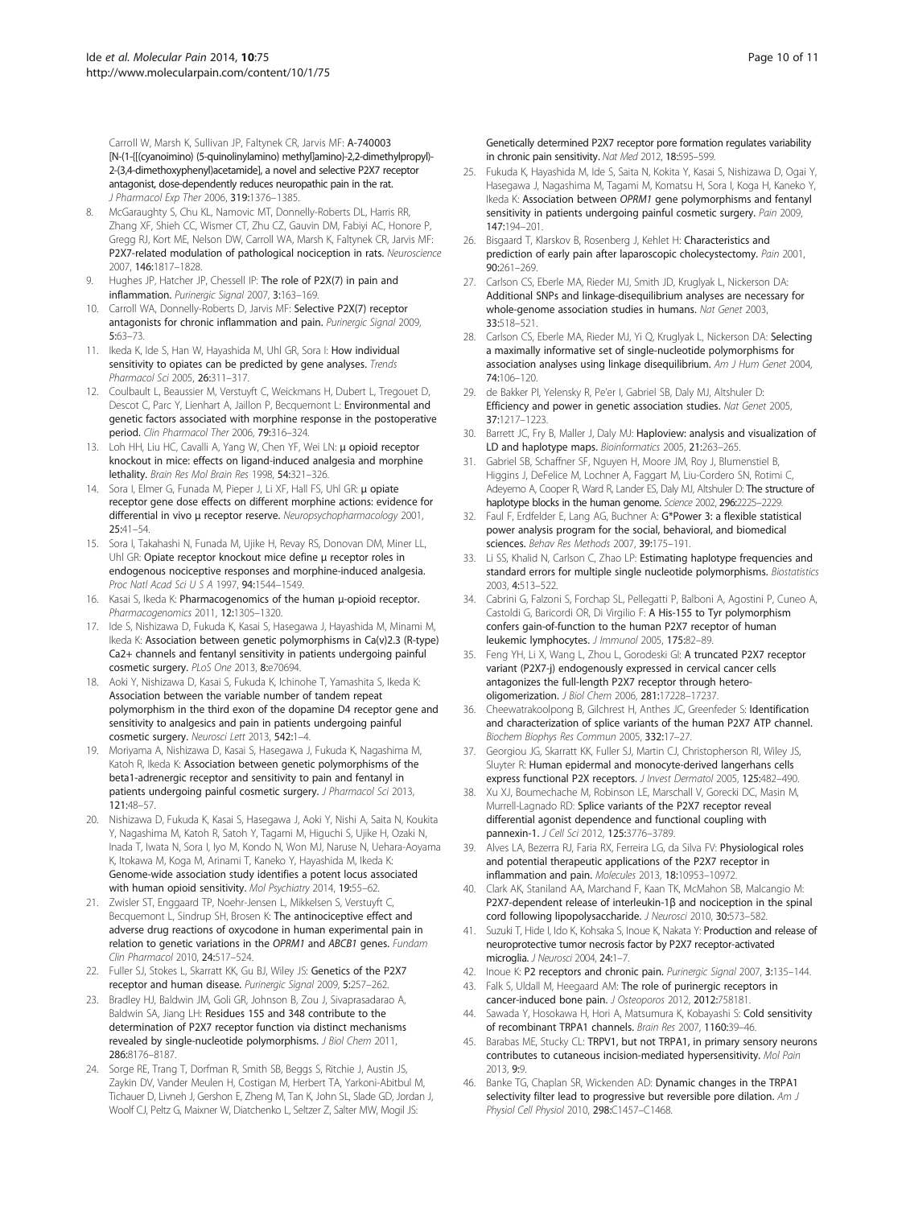Carroll W, Marsh K, Sullivan JP, Faltynek CR, Jarvis MF: **A-740003 [N-(1-{[(cyanoimino) (5-quinolinylamino) methyl]amino}-2,2-dimethylpropyl)-2-(3,4-dimethoxyphenyl)acetamide], a novel and selective P2X7 receptor antagonist, dose-dependently reduces neuropathic pain in the rat.** *J Pharmacol Exp Ther* 2006, **319:**1376–1385.

8. McGaraughty S, Chu KL, Namovic MT, Donnelly-Roberts DL, Harris RR, Zhang XF, Shieh CC, Wismer CT, Zhu CZ, Gauvin DM, Fabiyi AC, Honore P, Gregg RJ, Kort ME, Nelson DW, Carroll WA, Marsh K, Faltynek CR, Jarvis MF: **P2X7-related modulation of pathological nociception in rats.** *Neuroscience* 2007, **146:**1817–1828.
9. Hughes JP, Hatcher JP, Chessell IP: **The role of P2X(7) in pain and inflammation.** *Purinergic Signal* 2007, **3:**163–169.
10. Carroll WA, Donnelly-Roberts D, Jarvis MF: **Selective P2X(7) receptor antagonists for chronic inflammation and pain.** *Purinergic Signal* 2009, **5:**63–73.
11. Ikeda K, Ide S, Han W, Hayashida M, Uhl GR, Sora I: **How individual sensitivity to opiates can be predicted by gene analyses.** *Trends Pharmacol Sci* 2005, **26:**311–317.
12. Coulbault L, Beaussier M, Verstuyft C, Weickmans H, Dubert L, Tregouet D, Descot C, Parc Y, Lienhart A, Jaillon P, Becquemont L: **Environmental and genetic factors associated with morphine response in the postoperative period.** *Clin Pharmacol Ther* 2006, **79:**316–324.
13. Loh HH, Liu HC, Cavalli A, Yang W, Chen YF, Wei LN: **μ opioid receptor knockout in mice: effects on ligand-induced analgesia and morphine lethality.** *Brain Res Mol Brain Res* 1998, **54:**321–326.
14. Sora I, Elmer G, Funada M, Pieper J, Li XF, Hall FS, Uhl GR: **μ opiate receptor gene dose effects on different morphine actions: evidence for differential in vivo μ receptor reserve.** *Neuropsychopharmacology* 2001, **25:**41–54.
15. Sora I, Takahashi N, Funada M, Ujike H, Revay RS, Donovan DM, Miner LL, Uhl GR: **Opiate receptor knockout mice define μ receptor roles in endogenous nociceptive responses and morphine-induced analgesia.** *Proc Natl Acad Sci U S A* 1997, **94:**1544–1549.
16. Kasai S, Ikeda K: **Pharmacogenomics of the human μ-opioid receptor.** *Pharmacogenomics* 2011, **12:**1305–1320.
17. Ide S, Nishizawa D, Fukuda K, Kasai S, Hasegawa J, Hayashida M, Minami M, Ikeda K: **Association between genetic polymorphisms in Ca(v)2.3 (R-type) Ca2+ channels and fentanyl sensitivity in patients undergoing painful cosmetic surgery.** *PLoS One* 2013, **8:**e70694.
18. Aoki Y, Nishizawa D, Kasai S, Fukuda K, Ichinohe T, Yamashita S, Ikeda K: **Association between the variable number of tandem repeat polymorphism in the third exon of the dopamine D4 receptor gene and sensitivity to analgesics and pain in patients undergoing painful cosmetic surgery.** *Neurosci Lett* 2013, **542:**1–4.
19. Moriyama A, Nishizawa D, Kasai S, Hasegawa J, Fukuda K, Nagashima M, Katoh R, Ikeda K: **Association between genetic polymorphisms of the beta1-adrenergic receptor and sensitivity to pain and fentanyl in patients undergoing painful cosmetic surgery.** *J Pharmacol Sci* 2013, **121:**48–57.
20. Nishizawa D, Fukuda K, Kasai S, Hasegawa J, Aoki Y, Nishi A, Saita N, Koukita Y, Nagashima M, Katoh R, Satoh Y, Tagami M, Higuchi S, Ujike H, Ozaki N, Inada T, Iwata N, Sora I, Iyo M, Kondo N, Won MJ, Naruse N, Uehara-Aoyama K, Itokawa M, Koga M, Arinami T, Kaneko Y, Hayashida M, Ikeda K: **Genome-wide association study identifies a potent locus associated with human opioid sensitivity.** *Mol Psychiatry* 2014, **19:**55–62.
21. Zwisler ST, Enggaard TP, Noehr-Jensen L, Mikkelsen S, Verstuyft C, Becquemont L, Sindrup SH, Brosen K: **The antinociceptive effect and adverse drug reactions of oxycodone in human experimental pain in relation to genetic variations in the *OPRM1* and *ABCB1* genes.** *Fundam Clin Pharmacol* 2010, **24:**517–524.
22. Fuller SJ, Stokes L, Skarratt KK, Gu BJ, Wiley JS: **Genetics of the P2X7 receptor and human disease.** *Purinergic Signal* 2009, **5:**257–262.
23. Bradley HJ, Baldwin JM, Goli GR, Johnson B, Zou J, Sivaprasadarao A, Baldwin SA, Jiang LH: **Residues 155 and 348 contribute to the determination of P2X7 receptor function via distinct mechanisms revealed by single-nucleotide polymorphisms.** *J Biol Chem* 2011, **286:**8176–8187.
24. Sorge RE, Trang T, Dorfman R, Smith SB, Beggs S, Ritchie J, Austin JS, Zaykin DV, Vander Meulen H, Costigan M, Herbert TA, Yarkoni-Abitbul M, Tichauer D, Livneh J, Gershon E, Zheng M, Tan K, John SL, Slade GD, Jordan J, Woolf CJ, Peltz G, Maixner W, Diatchenko L, Seltzer Z, Salter MW, Mogil JS: **Genetically determined P2X7 receptor pore formation regulates variability in chronic pain sensitivity.** *Nat Med* 2012, **18:**595–599.
25. Fukuda K, Hayashida M, Ide S, Saita N, Kokita Y, Kasai S, Nishizawa D, Ogai Y, Hasegawa J, Nagashima M, Tagami M, Komatsu H, Sora I, Koga H, Kaneko Y, Ikeda K: **Association between *OPRM1* gene polymorphisms and fentanyl sensitivity in patients undergoing painful cosmetic surgery.** *Pain* 2009, **147:**194–201.
26. Bisgaard T, Klarskov B, Rosenberg J, Kehlet H: **Characteristics and prediction of early pain after laparoscopic cholecystectomy.** *Pain* 2001, **90:**261–269.
27. Carlson CS, Eberle MA, Rieder MJ, Smith JD, Kruglyak L, Nickerson DA: **Additional SNPs and linkage-disequilibrium analyses are necessary for whole-genome association studies in humans.** *Nat Genet* 2003, **33:**518–521.
28. Carlson CS, Eberle MA, Rieder MJ, Yi Q, Kruglyak L, Nickerson DA: **Selecting a maximally informative set of single-nucleotide polymorphisms for association analyses using linkage disequilibrium.** *Am J Hum Genet* 2004, **74:**106–120.
29. de Bakker PI, Yelensky R, Pe'er I, Gabriel SB, Daly MJ, Altshuler D: **Efficiency and power in genetic association studies.** *Nat Genet* 2005, **37:**1217–1223.
30. Barrett JC, Fry B, Maller J, Daly MJ: **Haploview: analysis and visualization of LD and haplotype maps.** *Bioinformatics* 2005, **21:**263–265.
31. Gabriel SB, Schaffner SF, Nguyen H, Moore JM, Roy J, Blumenstiel B, Higgins J, DeFelice M, Lochner A, Faggart M, Liu-Cordero SN, Rotimi C, Adeyemo A, Cooper R, Ward R, Lander ES, Daly MJ, Altshuler D: **The structure of haplotype blocks in the human genome.** *Science* 2002, **296:**2225–2229.
32. Faul F, Erdfelder E, Lang AG, Buchner A: **G*Power 3: a flexible statistical power analysis program for the social, behavioral, and biomedical sciences.** *Behav Res Methods* 2007, **39:**175–191.
33. Li SS, Khalid N, Carlson C, Zhao LP: **Estimating haplotype frequencies and standard errors for multiple single nucleotide polymorphisms.** *Biostatistics* 2003, **4:**513–522.
34. Cabrini G, Falzoni S, Forchap SL, Pellegatti P, Balboni A, Agostini P, Cuneo A, Castoldi G, Baricordi OR, Di Virgilio F: **A His-155 to Tyr polymorphism confers gain-of-function to the human P2X7 receptor of human leukemic lymphocytes.** *J Immunol* 2005, **175:**82–89.
35. Feng YH, Li X, Wang L, Zhou L, Gorodeski GI: **A truncated P2X7 receptor variant (P2X7-j) endogenously expressed in cervical cancer cells antagonizes the full-length P2X7 receptor through hetero-oligomerization.** *J Biol Chem* 2006, **281:**17228–17237.
36. Cheewatrakoolpong B, Gilchrest H, Anthes JC, Greenfeder S: **Identification and characterization of splice variants of the human P2X7 ATP channel.** *Biochem Biophys Res Commun* 2005, **332:**17–27.
37. Georgiou JG, Skarratt KK, Fuller SJ, Martin CJ, Christopherson RI, Wiley JS, Sluyter R: **Human epidermal and monocyte-derived langerhans cells express functional P2X receptors.** *J Invest Dermatol* 2005, **125:**482–490.
38. Xu XJ, Boumechache M, Robinson LE, Marschall V, Gorecki DC, Masin M, Murrell-Lagnado RD: **Splice variants of the P2X7 receptor reveal differential agonist dependence and functional coupling with pannexin-1.** *J Cell Sci* 2012, **125:**3776–3789.
39. Alves LA, Bezerra RJ, Faria RX, Ferreira LG, da Silva FV: **Physiological roles and potential therapeutic applications of the P2X7 receptor in inflammation and pain.** *Molecules* 2013, **18:**10953–10972.
40. Clark AK, Staniland AA, Marchand F, Kaan TK, McMahon SB, Malcangio M: **P2X7-dependent release of interleukin-1β and nociception in the spinal cord following lipopolysaccharide.** *J Neurosci* 2010, **30:**573–582.
41. Suzuki T, Hide I, Ido K, Kohsaka S, Inoue K, Nakata Y: **Production and release of neuroprotective tumor necrosis factor by P2X7 receptor-activated microglia.** *J Neurosci* 2004, **24:**1–7.
42. Inoue K: **P2 receptors and chronic pain.** *Purinergic Signal* 2007, **3:**135–144.
43. Falk S, Uldall M, Heegaard AM: **The role of purinergic receptors in cancer-induced bone pain.** *J Osteoporos* 2012, **2012:**758181.
44. Sawada Y, Hosokawa H, Hori A, Matsumura K, Kobayashi S: **Cold sensitivity of recombinant TRPA1 channels.** *Brain Res* 2007, **1160:**39–46.
45. Barabas ME, Stucky CL: **TRPV1, but not TRPA1, in primary sensory neurons contributes to cutaneous incision-mediated hypersensitivity.** *Mol Pain* 2013, **9:**9.
46. Banke TG, Chaplan SR, Wickenden AD: **Dynamic changes in the TRPA1 selectivity filter lead to progressive but reversible pore dilation.** *Am J Physiol Cell Physiol* 2010, **298:**C1457–C1468.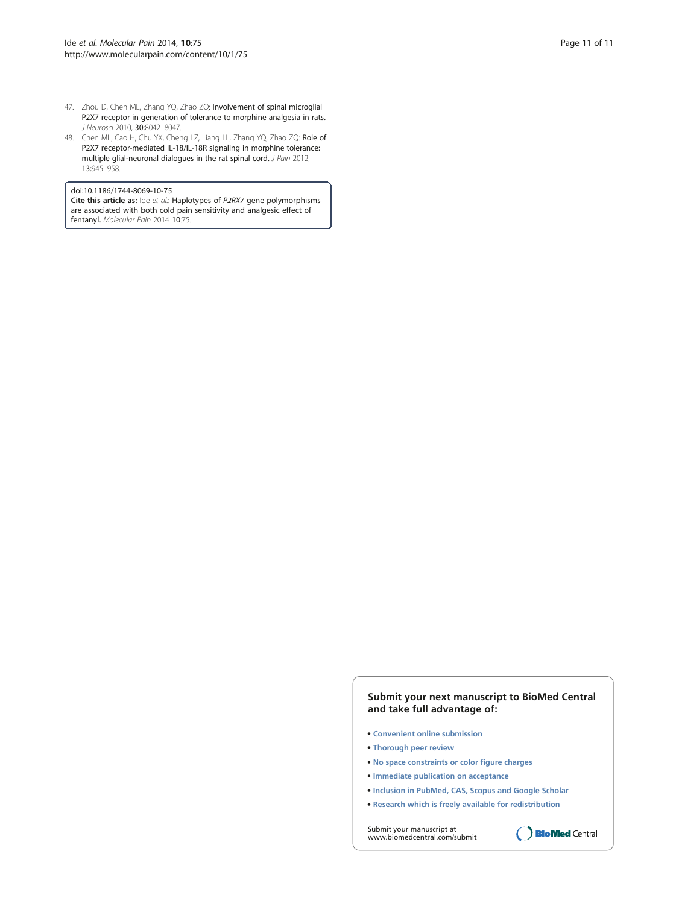47. Zhou D, Chen ML, Zhang YQ, Zhao ZQ: **Involvement of spinal microglial P2X7 receptor in generation of tolerance to morphine analgesia in rats.** *J Neurosci* 2010, **30:**8042–8047.
48. Chen ML, Cao H, Chu YX, Cheng LZ, Liang LL, Zhang YQ, Zhao ZQ: **Role of P2X7 receptor-mediated IL-18/IL-18R signaling in morphine tolerance: multiple glial-neuronal dialogues in the rat spinal cord.** *J Pain* 2012, **13:**945–958.

doi:10.1186/1744-8069-10-75
**Cite this article as:** Ide *et al.*: Haplotypes of *P2RX7* gene polymorphisms are associated with both cold pain sensitivity and analgesic effect of fentanyl. *Molecular Pain* 2014 **10**:75.

**Submit your next manuscript to BioMed Central and take full advantage of:**

- **Convenient online submission**
- **Thorough peer review**
- **No space constraints or color figure charges**
- **Immediate publication on acceptance**
- **Inclusion in PubMed, CAS, Scopus and Google Scholar**
- **Research which is freely available for redistribution**

Submit your manuscript at
www.biomedcentral.com/submit

BioMed Central